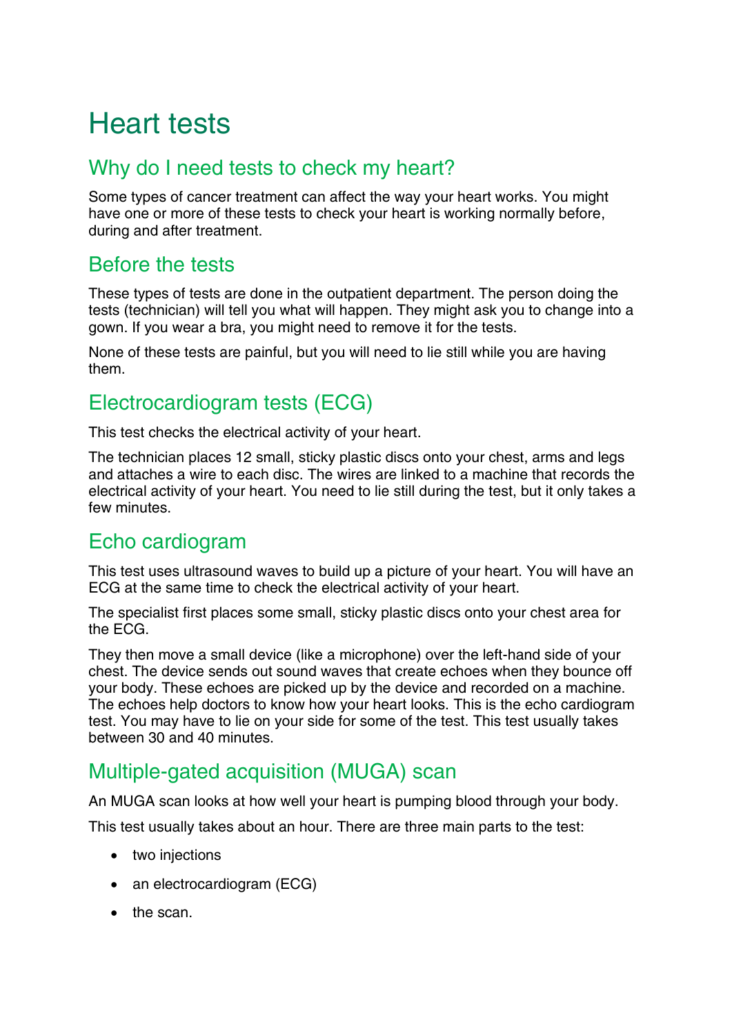# Heart tests

## Why do I need tests to check my heart?

Some types of cancer treatment can affect the way your heart works. You might have one or more of these tests to check your heart is working normally before, during and after treatment.

## Before the tests

These types of tests are done in the outpatient department. The person doing the tests (technician) will tell you what will happen. They might ask you to change into a gown. If you wear a bra, you might need to remove it for the tests.

None of these tests are painful, but you will need to lie still while you are having them.

## Electrocardiogram tests (ECG)

This test checks the electrical activity of your heart.

The technician places 12 small, sticky plastic discs onto your chest, arms and legs and attaches a wire to each disc. The wires are linked to a machine that records the electrical activity of your heart. You need to lie still during the test, but it only takes a few minutes.

## Echo cardiogram

This test uses ultrasound waves to build up a picture of your heart. You will have an ECG at the same time to check the electrical activity of your heart.

The specialist first places some small, sticky plastic discs onto your chest area for the ECG.

They then move a small device (like a microphone) over the left-hand side of your chest. The device sends out sound waves that create echoes when they bounce off your body. These echoes are picked up by the device and recorded on a machine. The echoes help doctors to know how your heart looks. This is the echo cardiogram test. You may have to lie on your side for some of the test. This test usually takes between 30 and 40 minutes.

## Multiple-gated acquisition (MUGA) scan

An MUGA scan looks at how well your heart is pumping blood through your body.

This test usually takes about an hour. There are three main parts to the test:

- two injections
- an electrocardiogram (ECG)
- the scan.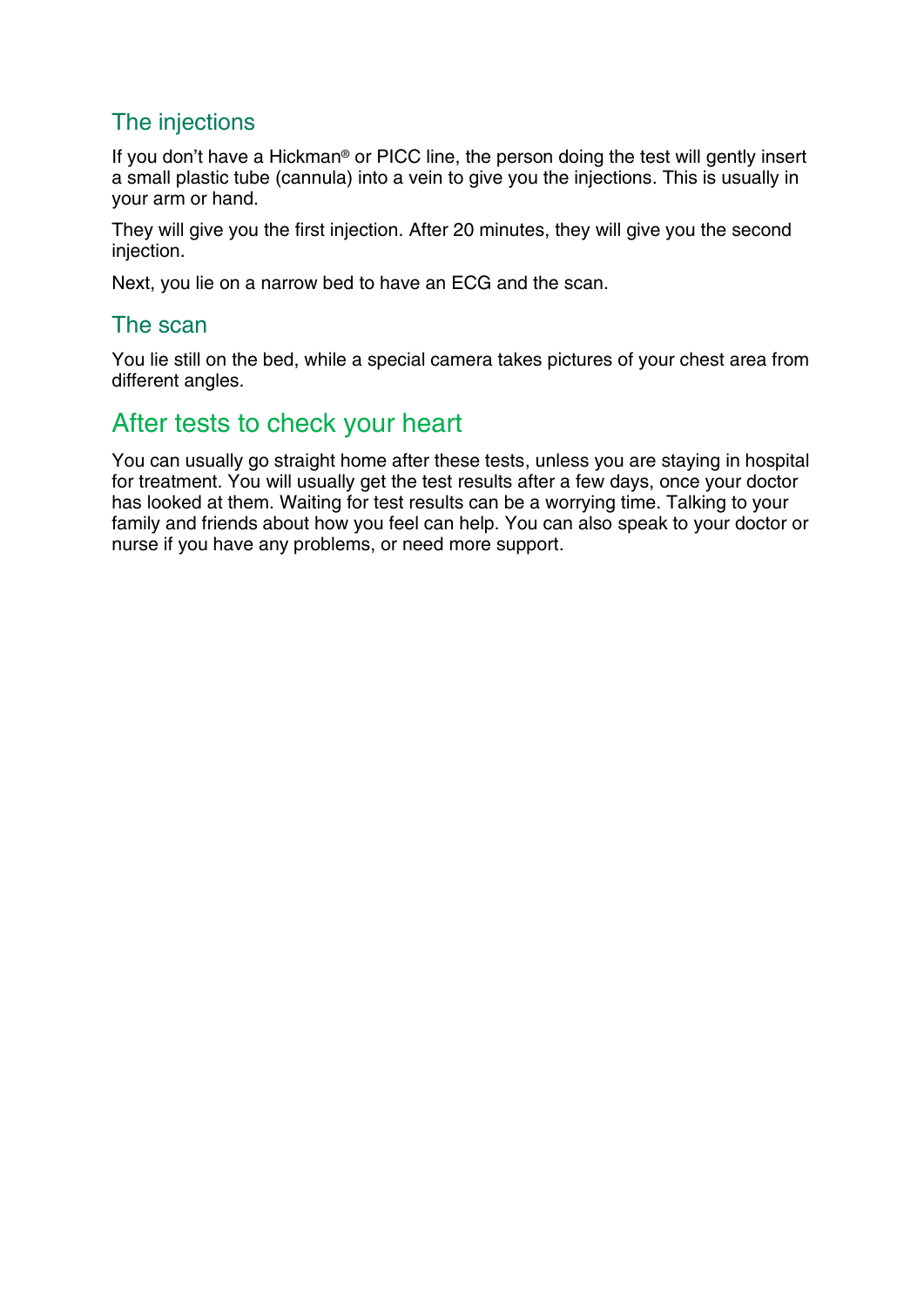### The injections

If you don't have a Hickman® or PICC line, the person doing the test will gently insert a small plastic tube (cannula) into a vein to give you the injections. This is usually in your arm or hand.

They will give you the first injection. After 20 minutes, they will give you the second injection.

Next, you lie on a narrow bed to have an ECG and the scan.

### The scan

You lie still on the bed, while a special camera takes pictures of your chest area from different angles.

## After tests to check your heart

You can usually go straight home after these tests, unless you are staying in hospital for treatment. You will usually get the test results after a few days, once your doctor has looked at them. Waiting for test results can be a worrying time. Talking to your family and friends about how you feel can help. You can also speak to your doctor or nurse if you have any problems, or need more support.